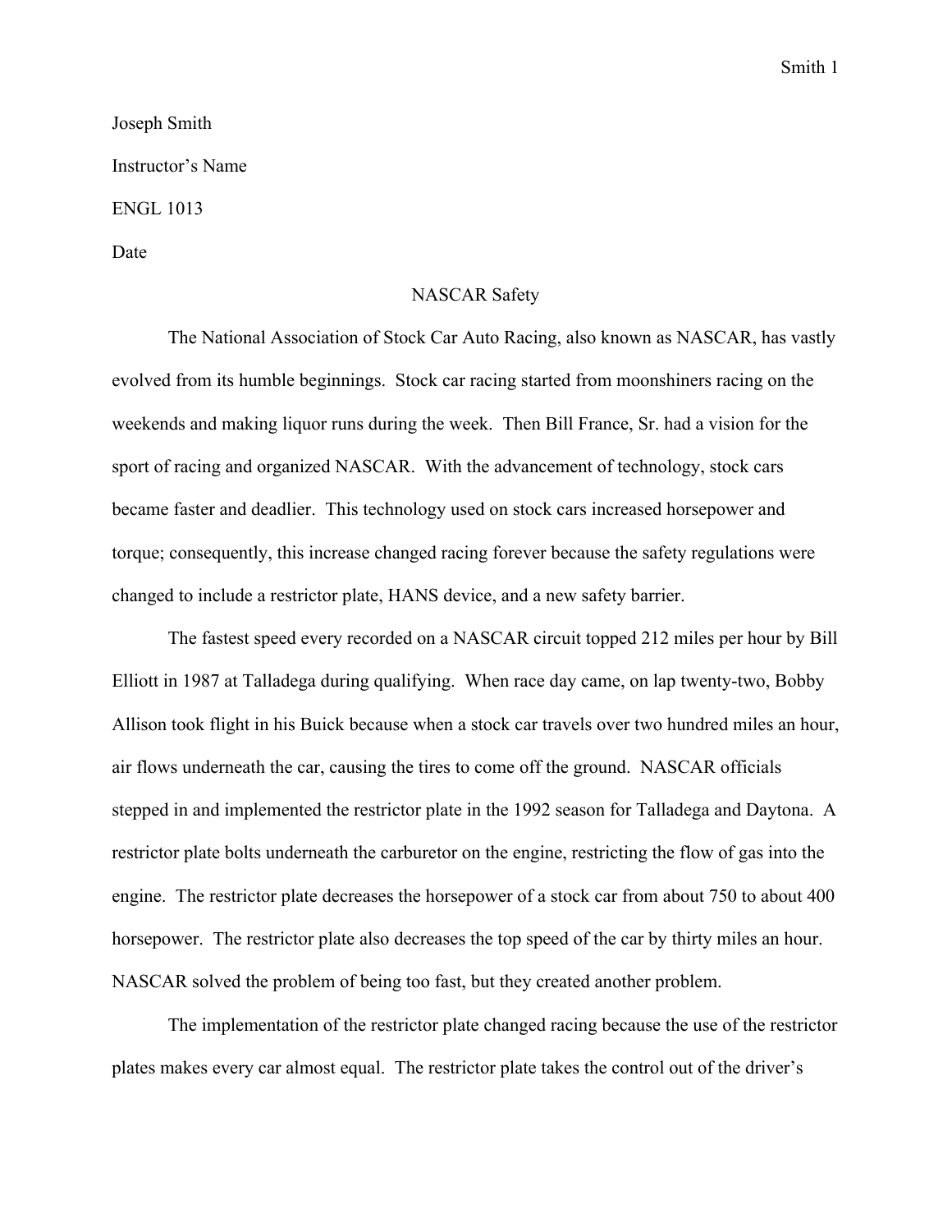Joseph Smith

Instructor's Name

ENGL 1013

Date

# NASCAR Safety

The National Association of Stock Car Auto Racing, also known as NASCAR, has vastly evolved from its humble beginnings. Stock car racing started from moonshiners racing on the weekends and making liquor runs during the week. Then Bill France, Sr. had a vision for the sport of racing and organized NASCAR. With the advancement of technology, stock cars became faster and deadlier. This technology used on stock cars increased horsepower and torque; consequently, this increase changed racing forever because the safety regulations were changed to include a restrictor plate, HANS device, and a new safety barrier.

The fastest speed every recorded on a NASCAR circuit topped 212 miles per hour by Bill Elliott in 1987 at Talladega during qualifying. When race day came, on lap twenty-two, Bobby Allison took flight in his Buick because when a stock car travels over two hundred miles an hour, air flows underneath the car, causing the tires to come off the ground. NASCAR officials stepped in and implemented the restrictor plate in the 1992 season for Talladega and Daytona. A restrictor plate bolts underneath the carburetor on the engine, restricting the flow of gas into the engine. The restrictor plate decreases the horsepower of a stock car from about 750 to about 400 horsepower. The restrictor plate also decreases the top speed of the car by thirty miles an hour. NASCAR solved the problem of being too fast, but they created another problem.

The implementation of the restrictor plate changed racing because the use of the restrictor plates makes every car almost equal. The restrictor plate takes the control out of the driver's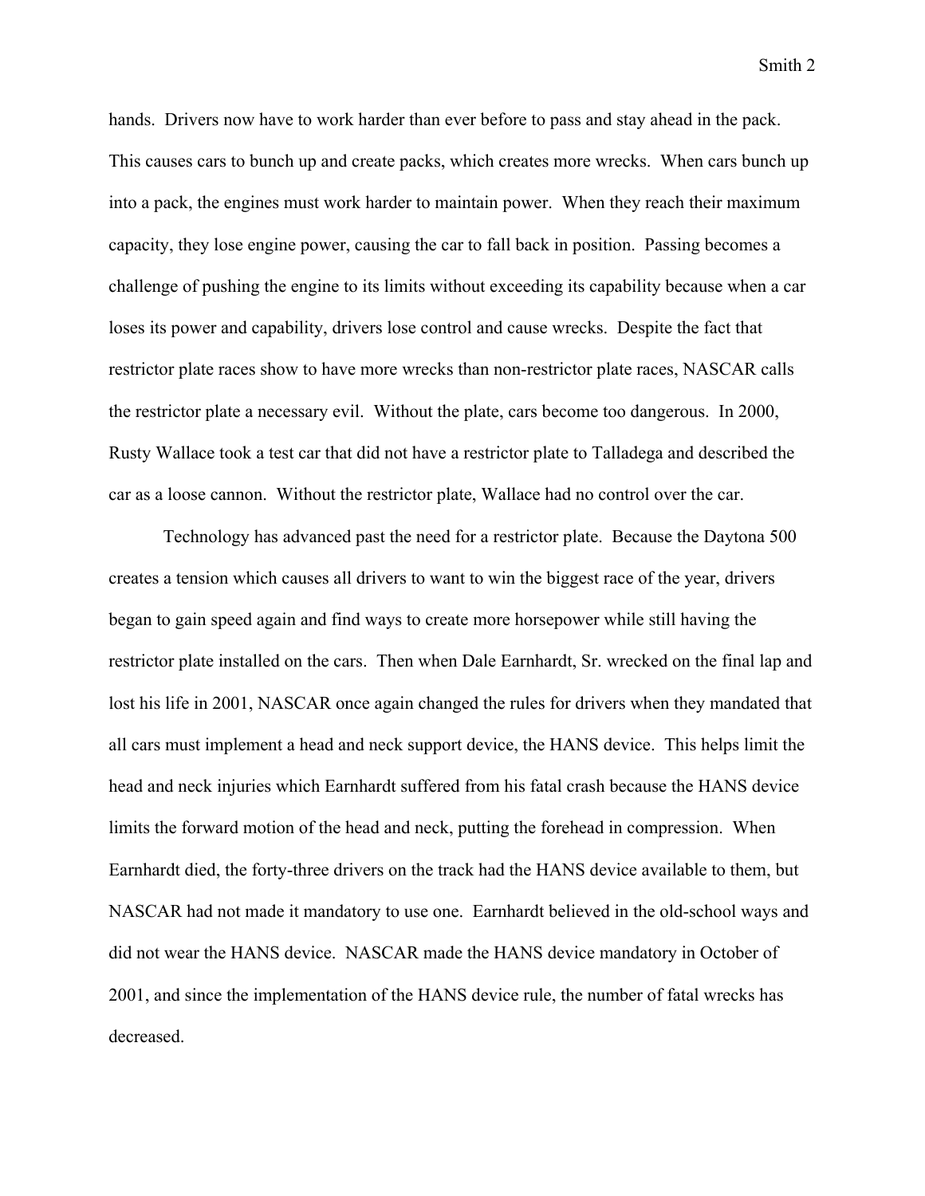hands. Drivers now have to work harder than ever before to pass and stay ahead in the pack. This causes cars to bunch up and create packs, which creates more wrecks. When cars bunch up into a pack, the engines must work harder to maintain power. When they reach their maximum capacity, they lose engine power, causing the car to fall back in position. Passing becomes a challenge of pushing the engine to its limits without exceeding its capability because when a car loses its power and capability, drivers lose control and cause wrecks. Despite the fact that restrictor plate races show to have more wrecks than non-restrictor plate races, NASCAR calls the restrictor plate a necessary evil. Without the plate, cars become too dangerous. In 2000, Rusty Wallace took a test car that did not have a restrictor plate to Talladega and described the car as a loose cannon. Without the restrictor plate, Wallace had no control over the car.

Technology has advanced past the need for a restrictor plate. Because the Daytona 500 creates a tension which causes all drivers to want to win the biggest race of the year, drivers began to gain speed again and find ways to create more horsepower while still having the restrictor plate installed on the cars. Then when Dale Earnhardt, Sr. wrecked on the final lap and lost his life in 2001, NASCAR once again changed the rules for drivers when they mandated that all cars must implement a head and neck support device, the HANS device. This helps limit the head and neck injuries which Earnhardt suffered from his fatal crash because the HANS device limits the forward motion of the head and neck, putting the forehead in compression. When Earnhardt died, the forty-three drivers on the track had the HANS device available to them, but NASCAR had not made it mandatory to use one. Earnhardt believed in the old-school ways and did not wear the HANS device. NASCAR made the HANS device mandatory in October of 2001, and since the implementation of the HANS device rule, the number of fatal wrecks has decreased.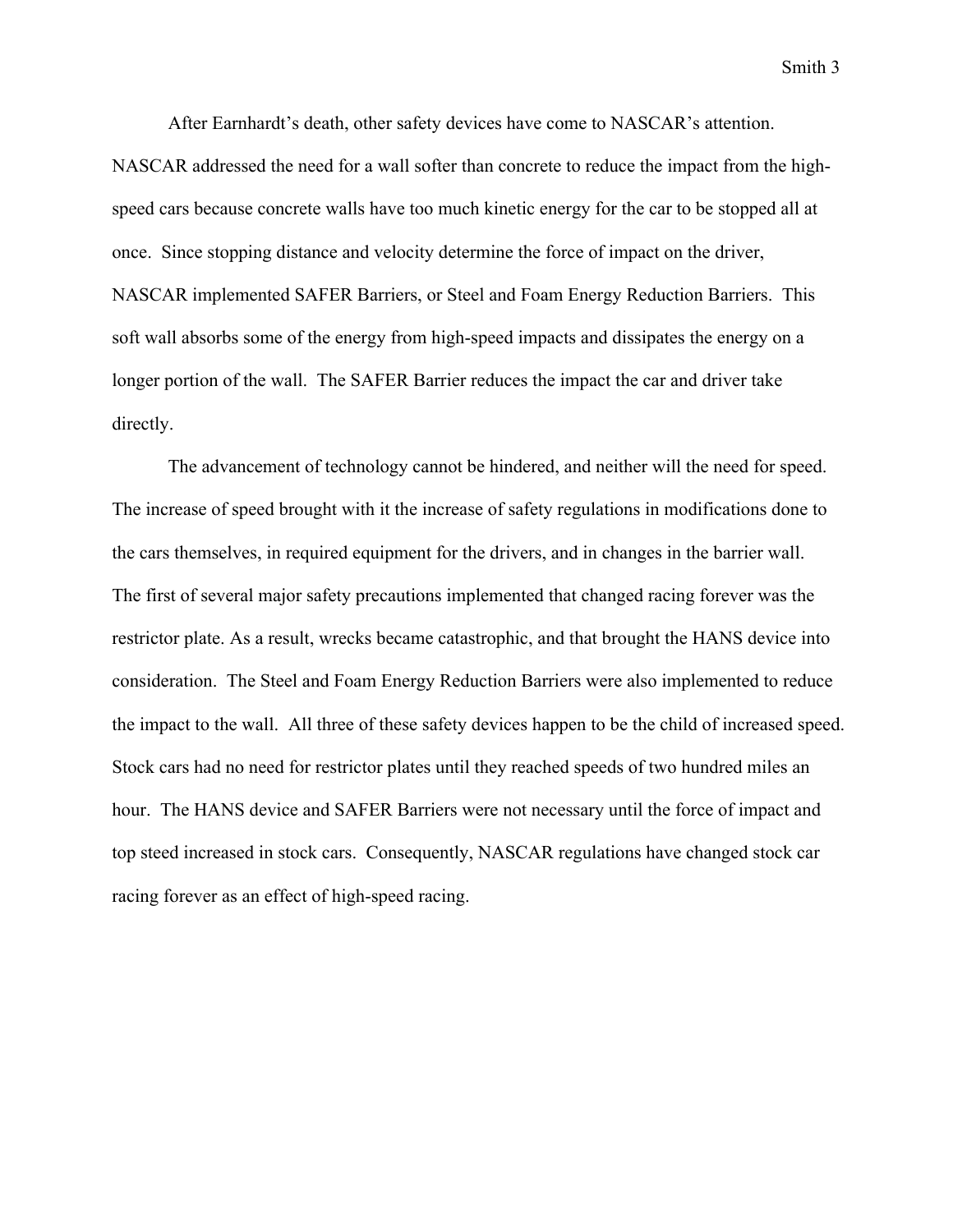After Earnhardt's death, other safety devices have come to NASCAR's attention. NASCAR addressed the need for a wall softer than concrete to reduce the impact from the high-speed cars because concrete walls have too much kinetic energy for the car to be stopped all at once. Since stopping distance and velocity determine the force of impact on the driver, NASCAR implemented SAFER Barriers, or Steel and Foam Energy Reduction Barriers. This soft wall absorbs some of the energy from high-speed impacts and dissipates the energy on a longer portion of the wall. The SAFER Barrier reduces the impact the car and driver take directly.

The advancement of technology cannot be hindered, and neither will the need for speed. The increase of speed brought with it the increase of safety regulations in modifications done to the cars themselves, in required equipment for the drivers, and in changes in the barrier wall. The first of several major safety precautions implemented that changed racing forever was the restrictor plate. As a result, wrecks became catastrophic, and that brought the HANS device into consideration. The Steel and Foam Energy Reduction Barriers were also implemented to reduce the impact to the wall. All three of these safety devices happen to be the child of increased speed. Stock cars had no need for restrictor plates until they reached speeds of two hundred miles an hour. The HANS device and SAFER Barriers were not necessary until the force of impact and top steed increased in stock cars. Consequently, NASCAR regulations have changed stock car racing forever as an effect of high-speed racing.